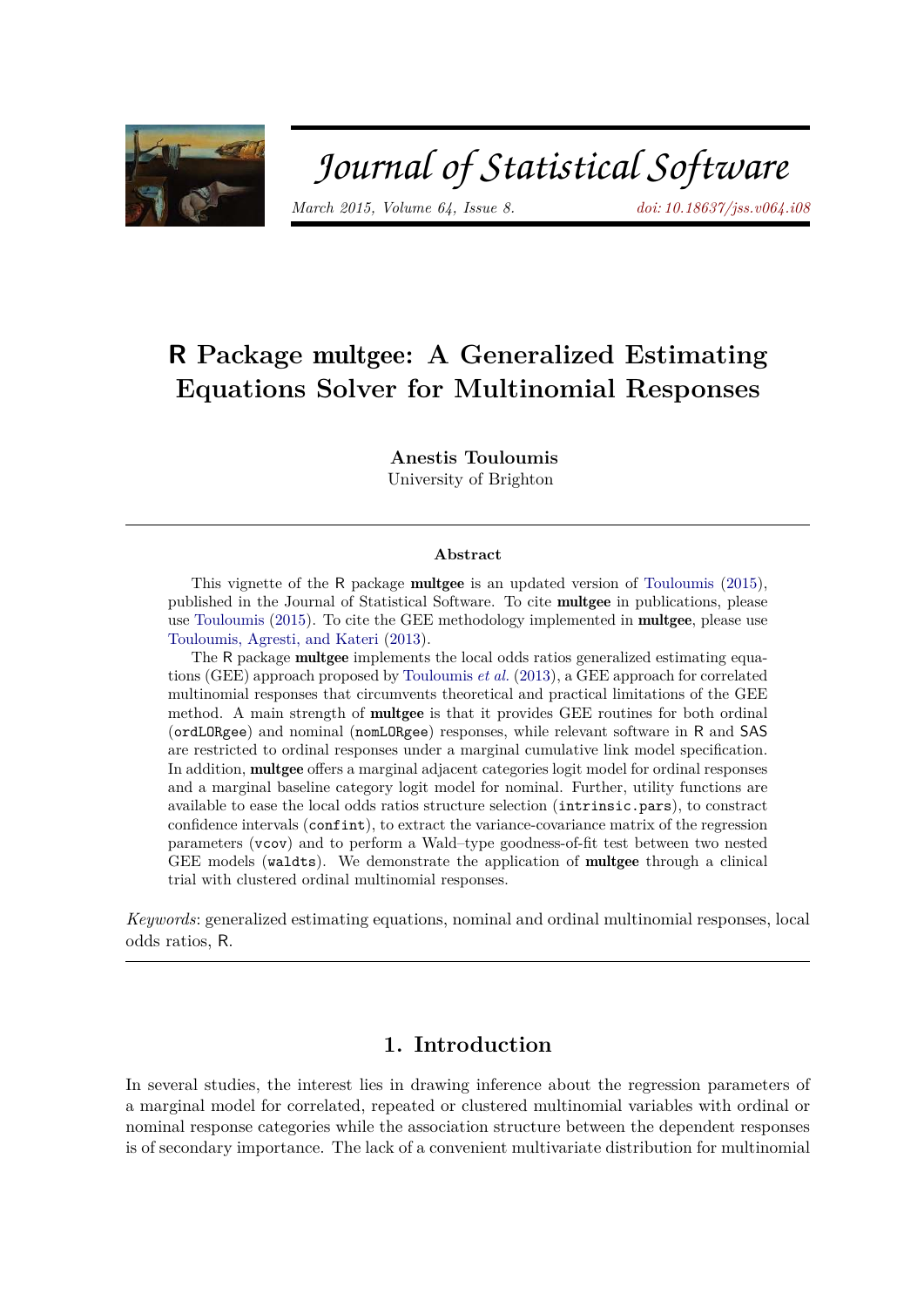# R Package multgee: A Generalized Estimating Equations Solver for Multinomial Responses

**Anestis Touloumis**
University of Brighton

## Abstract

This vignette of the R package **multgee** is an updated version of Touloumis (2015), published in the Journal of Statistical Software. To cite **multgee** in publications, please use Touloumis (2015). To cite the GEE methodology implemented in **multgee**, please use Touloumis, Agresti, and Kateri (2013).

The R package **multgee** implements the local odds ratios generalized estimating equations (GEE) approach proposed by Touloumis *et al.* (2013), a GEE approach for correlated multinomial responses that circumvents theoretical and practical limitations of the GEE method. A main strength of **multgee** is that it provides GEE routines for both ordinal (`ordLORgee`) and nominal (`nomLORgee`) responses, while relevant software in R and SAS are restricted to ordinal responses under a marginal cumulative link model specification. In addition, **multgee** offers a marginal adjacent categories logit model for ordinal responses and a marginal baseline category logit model for nominal. Further, utility functions are available to ease the local odds ratios structure selection (`intrinsic.pars`), to constract confidence intervals (`confint`), to extract the variance-covariance matrix of the regression parameters (`vcov`) and to perform a Wald–type goodness-of-fit test between two nested GEE models (`waldts`). We demonstrate the application of **multgee** through a clinical trial with clustered ordinal multinomial responses.

*Keywords*: generalized estimating equations, nominal and ordinal multinomial responses, local odds ratios, R.

## 1. Introduction

In several studies, the interest lies in drawing inference about the regression parameters of a marginal model for correlated, repeated or clustered multinomial variables with ordinal or nominal response categories while the association structure between the dependent responses is of secondary importance. The lack of a convenient multivariate distribution for multinomial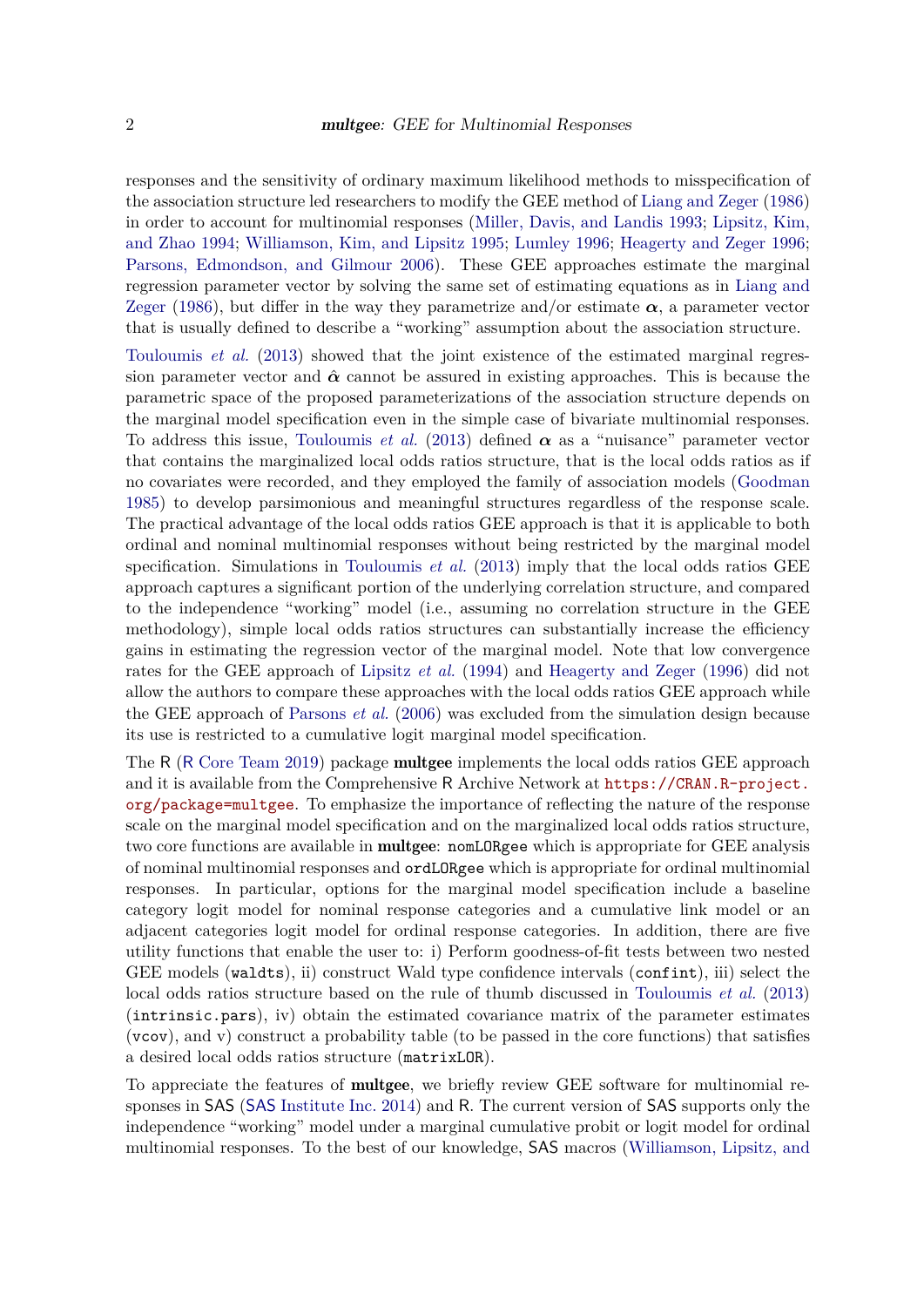responses and the sensitivity of ordinary maximum likelihood methods to misspecification of the association structure led researchers to modify the GEE method of Liang and Zeger (1986) in order to account for multinomial responses (Miller, Davis, and Landis 1993; Lipsitz, Kim, and Zhao 1994; Williamson, Kim, and Lipsitz 1995; Lumley 1996; Heagerty and Zeger 1996; Parsons, Edmondson, and Gilmour 2006). These GEE approaches estimate the marginal regression parameter vector by solving the same set of estimating equations as in Liang and Zeger (1986), but differ in the way they parametrize and/or estimate $\boldsymbol{\alpha}$, a parameter vector that is usually defined to describe a "working" assumption about the association structure.

Touloumis *et al.* (2013) showed that the joint existence of the estimated marginal regression parameter vector and $\hat{\boldsymbol{\alpha}}$ cannot be assured in existing approaches. This is because the parametric space of the proposed parameterizations of the association structure depends on the marginal model specification even in the simple case of bivariate multinomial responses. To address this issue, Touloumis *et al.* (2013) defined $\boldsymbol{\alpha}$ as a "nuisance" parameter vector that contains the marginalized local odds ratios structure, that is the local odds ratios as if no covariates were recorded, and they employed the family of association models (Goodman 1985) to develop parsimonious and meaningful structures regardless of the response scale. The practical advantage of the local odds ratios GEE approach is that it is applicable to both ordinal and nominal multinomial responses without being restricted by the marginal model specification. Simulations in Touloumis *et al.* (2013) imply that the local odds ratios GEE approach captures a significant portion of the underlying correlation structure, and compared to the independence "working" model (i.e., assuming no correlation structure in the GEE methodology), simple local odds ratios structures can substantially increase the efficiency gains in estimating the regression vector of the marginal model. Note that low convergence rates for the GEE approach of Lipsitz *et al.* (1994) and Heagerty and Zeger (1996) did not allow the authors to compare these approaches with the local odds ratios GEE approach while the GEE approach of Parsons *et al.* (2006) was excluded from the simulation design because its use is restricted to a cumulative logit marginal model specification.

The R (R Core Team 2019) package **multgee** implements the local odds ratios GEE approach and it is available from the Comprehensive R Archive Network at `https://CRAN.R-project.org/package=multgee`. To emphasize the importance of reflecting the nature of the response scale on the marginal model specification and on the marginalized local odds ratios structure, two core functions are available in **multgee**: `nomLORgee` which is appropriate for GEE analysis of nominal multinomial responses and `ordLORgee` which is appropriate for ordinal multinomial responses. In particular, options for the marginal model specification include a baseline category logit model for nominal response categories and a cumulative link model or an adjacent categories logit model for ordinal response categories. In addition, there are five utility functions that enable the user to: i) Perform goodness-of-fit tests between two nested GEE models (`waldts`), ii) construct Wald type confidence intervals (`confint`), iii) select the local odds ratios structure based on the rule of thumb discussed in Touloumis *et al.* (2013) (`intrinsic.pars`), iv) obtain the estimated covariance matrix of the parameter estimates (`vcov`), and v) construct a probability table (to be passed in the core functions) that satisfies a desired local odds ratios structure (`matrixLOR`).

To appreciate the features of **multgee**, we briefly review GEE software for multinomial responses in SAS (SAS Institute Inc. 2014) and R. The current version of SAS supports only the independence "working" model under a marginal cumulative probit or logit model for ordinal multinomial responses. To the best of our knowledge, SAS macros (Williamson, Lipsitz, and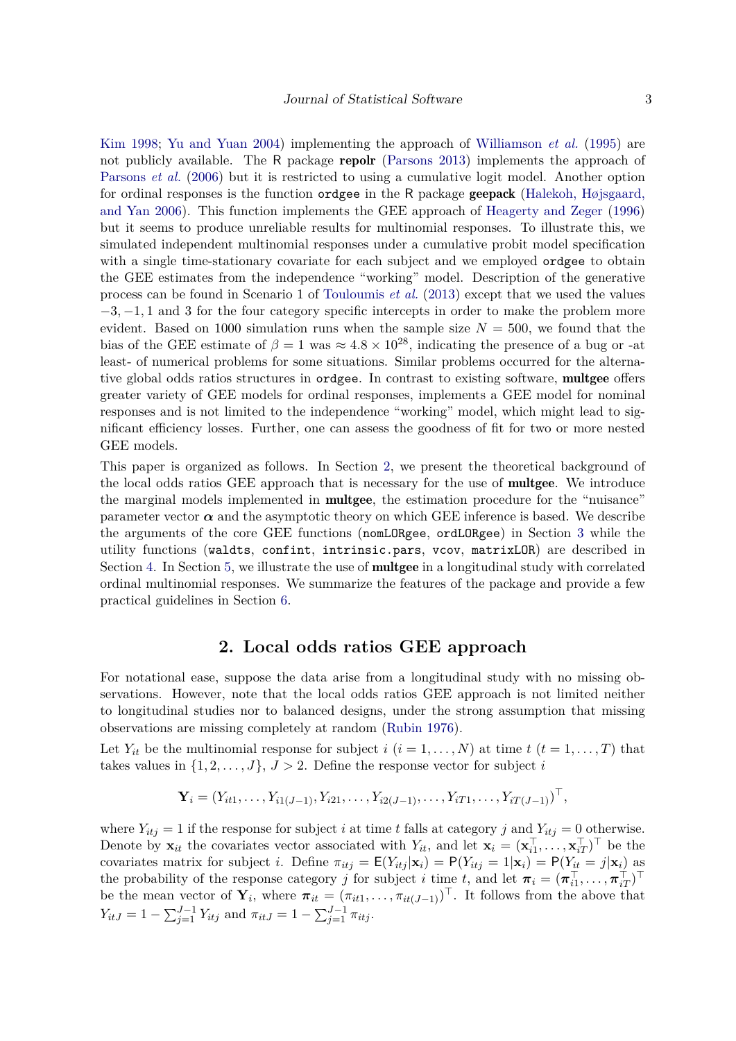Kim 1998; Yu and Yuan 2004) implementing the approach of Williamson *et al.* (1995) are not publicly available. The R package **repolr** (Parsons 2013) implements the approach of Parsons *et al.* (2006) but it is restricted to using a cumulative logit model. Another option for ordinal responses is the function `ordgee` in the R package **geepack** (Halekoh, Højsgaard, and Yan 2006). This function implements the GEE approach of Heagerty and Zeger (1996) but it seems to produce unreliable results for multinomial responses. To illustrate this, we simulated independent multinomial responses under a cumulative probit model specification with a single time-stationary covariate for each subject and we employed `ordgee` to obtain the GEE estimates from the independence "working" model. Description of the generative process can be found in Scenario 1 of Touloumis *et al.* (2013) except that we used the values $-3, -1, 1$ and 3 for the four category specific intercepts in order to make the problem more evident. Based on 1000 simulation runs when the sample size $N = 500$, we found that the bias of the GEE estimate of $\beta = 1$ was $\approx 4.8 \times 10^{28}$, indicating the presence of a bug or -at least- of numerical problems for some situations. Similar problems occurred for the alternative global odds ratios structures in `ordgee`. In contrast to existing software, **multgee** offers greater variety of GEE models for ordinal responses, implements a GEE model for nominal responses and is not limited to the independence "working" model, which might lead to significant efficiency losses. Further, one can assess the goodness of fit for two or more nested GEE models.

This paper is organized as follows. In Section 2, we present the theoretical background of the local odds ratios GEE approach that is necessary for the use of **multgee**. We introduce the marginal models implemented in **multgee**, the estimation procedure for the "nuisance" parameter vector $\boldsymbol{\alpha}$ and the asymptotic theory on which GEE inference is based. We describe the arguments of the core GEE functions (`nomLORgee`, `ordLORgee`) in Section 3 while the utility functions (`waldts`, `confint`, `intrinsic.pars`, `vcov`, `matrixLOR`) are described in Section 4. In Section 5, we illustrate the use of **multgee** in a longitudinal study with correlated ordinal multinomial responses. We summarize the features of the package and provide a few practical guidelines in Section 6.

## 2. Local odds ratios GEE approach

For notational ease, suppose the data arise from a longitudinal study with no missing observations. However, note that the local odds ratios GEE approach is not limited neither to longitudinal studies nor to balanced designs, under the strong assumption that missing observations are missing completely at random (Rubin 1976).

Let $Y_{it}$ be the multinomial response for subject $i$ ($i = 1, \dots, N$) at time $t$ ($t = 1, \dots, T$) that takes values in $\{1, 2, \dots, J\}$, $J > 2$. Define the response vector for subject $i$

$$\mathbf{Y}_i = (Y_{it1}, \dots, Y_{i1(J-1)}, Y_{i21}, \dots, Y_{i2(J-1)}, \dots, Y_{iT1}, \dots, Y_{iT(J-1)})^\top,$$

where $Y_{itj} = 1$ if the response for subject $i$ at time $t$ falls at category $j$ and $Y_{itj} = 0$ otherwise. Denote by $\mathbf{x}_{it}$ the covariates vector associated with $Y_{it}$, and let $\mathbf{x}_i = (\mathbf{x}_{i1}^\top, \dots, \mathbf{x}_{iT}^\top)^\top$ be the covariates matrix for subject $i$. Define $\pi_{itj} = \mathsf{E}(Y_{itj}|\mathbf{x}_i) = \mathsf{P}(Y_{itj} = 1|\mathbf{x}_i) = \mathsf{P}(Y_{it} = j|\mathbf{x}_i)$ as the probability of the response category $j$ for subject $i$ time $t$, and let $\boldsymbol{\pi}_i = (\boldsymbol{\pi}_{i1}^\top, \dots, \boldsymbol{\pi}_{iT}^\top)^\top$ be the mean vector of $\mathbf{Y}_i$, where $\boldsymbol{\pi}_{it} = (\pi_{it1}, \dots, \pi_{it(J-1)})^\top$. It follows from the above that $Y_{itJ} = 1 - \sum_{j=1}^{J-1} Y_{itj}$ and $\pi_{itJ} = 1 - \sum_{j=1}^{J-1} \pi_{itj}$.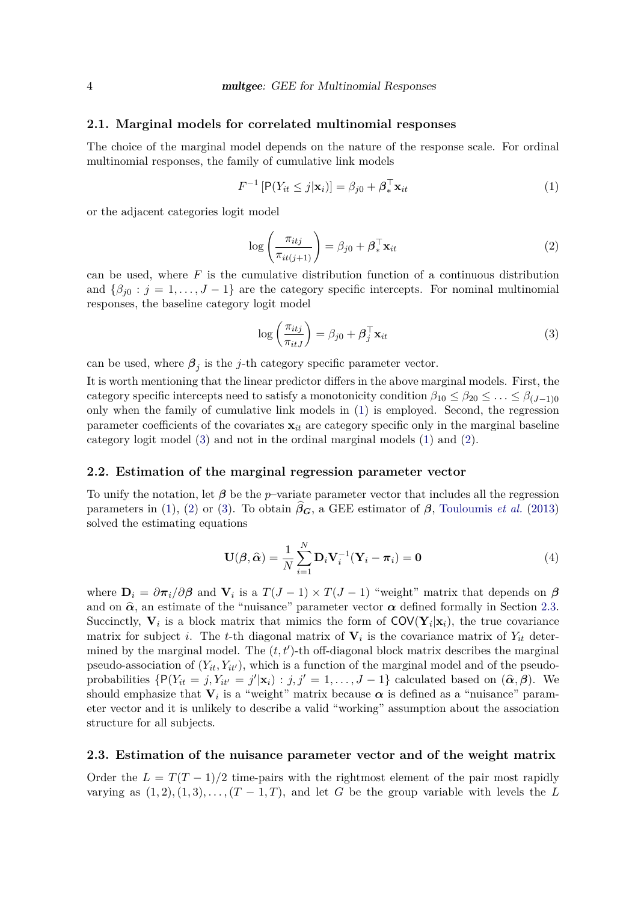### 2.1. Marginal models for correlated multinomial responses

The choice of the marginal model depends on the nature of the response scale. For ordinal multinomial responses, the family of cumulative link models

$$F^{-1}\left[\mathsf{P}(Y_{it} \leq j|\mathbf{x}_i)\right] = \beta_{j0} + \boldsymbol{\beta}_*^\top \mathbf{x}_{it} \tag{1}$$

or the adjacent categories logit model

$$\log\left(\frac{\pi_{itj}}{\pi_{it(j+1)}}\right) = \beta_{j0} + \boldsymbol{\beta}_*^\top \mathbf{x}_{it} \tag{2}$$

can be used, where $F$ is the cumulative distribution function of a continuous distribution and $\{\beta_{j0} : j = 1, \ldots, J-1\}$ are the category specific intercepts. For nominal multinomial responses, the baseline category logit model

$$\log\left(\frac{\pi_{itj}}{\pi_{itJ}}\right) = \beta_{j0} + \boldsymbol{\beta}_j^\top \mathbf{x}_{it} \tag{3}$$

can be used, where $\boldsymbol{\beta}_j$ is the $j$-th category specific parameter vector.

It is worth mentioning that the linear predictor differs in the above marginal models. First, the category specific intercepts need to satisfy a monotonicity condition $\beta_{10} \leq \beta_{20} \leq \ldots \leq \beta_{(J-1)0}$ only when the family of cumulative link models in (1) is employed. Second, the regression parameter coefficients of the covariates $\mathbf{x}_{it}$ are category specific only in the marginal baseline category logit model (3) and not in the ordinal marginal models (1) and (2).

### 2.2. Estimation of the marginal regression parameter vector

To unify the notation, let $\boldsymbol{\beta}$ be the $p$–variate parameter vector that includes all the regression parameters in (1), (2) or (3). To obtain $\widehat{\boldsymbol{\beta}}_{\boldsymbol{G}}$, a GEE estimator of $\boldsymbol{\beta}$, Touloumis *et al.* (2013) solved the estimating equations

$$\mathbf{U}(\boldsymbol{\beta}, \widehat{\boldsymbol{\alpha}}) = \frac{1}{N}\sum_{i=1}^{N} \mathbf{D}_i \mathbf{V}_i^{-1}(\mathbf{Y}_i - \boldsymbol{\pi}_i) = \mathbf{0} \tag{4}$$

where $\mathbf{D}_i = \partial \boldsymbol{\pi}_i / \partial \boldsymbol{\beta}$ and $\mathbf{V}_i$ is a $T(J-1) \times T(J-1)$ "weight" matrix that depends on $\boldsymbol{\beta}$ and on $\widehat{\boldsymbol{\alpha}}$, an estimate of the "nuisance" parameter vector $\boldsymbol{\alpha}$ defined formally in Section 2.3. Succinctly, $\mathbf{V}_i$ is a block matrix that mimics the form of $\mathsf{COV}(\mathbf{Y}_i|\mathbf{x}_i)$, the true covariance matrix for subject $i$. The $t$-th diagonal matrix of $\mathbf{V}_i$ is the covariance matrix of $Y_{it}$ determined by the marginal model. The $(t, t')$-th off-diagonal block matrix describes the marginal pseudo-association of $(Y_{it}, Y_{it'})$, which is a function of the marginal model and of the pseudo-probabilities $\{\mathsf{P}(Y_{it} = j, Y_{it'} = j'|\mathbf{x}_i) : j, j' = 1, \ldots, J-1\}$ calculated based on $(\widehat{\boldsymbol{\alpha}}, \boldsymbol{\beta})$. We should emphasize that $\mathbf{V}_i$ is a "weight" matrix because $\boldsymbol{\alpha}$ is defined as a "nuisance" parameter vector and it is unlikely to describe a valid "working" assumption about the association structure for all subjects.

### 2.3. Estimation of the nuisance parameter vector and of the weight matrix

Order the $L = T(T-1)/2$ time-pairs with the rightmost element of the pair most rapidly varying as $(1, 2), (1, 3), \ldots, (T-1, T)$, and let $G$ be the group variable with levels the $L$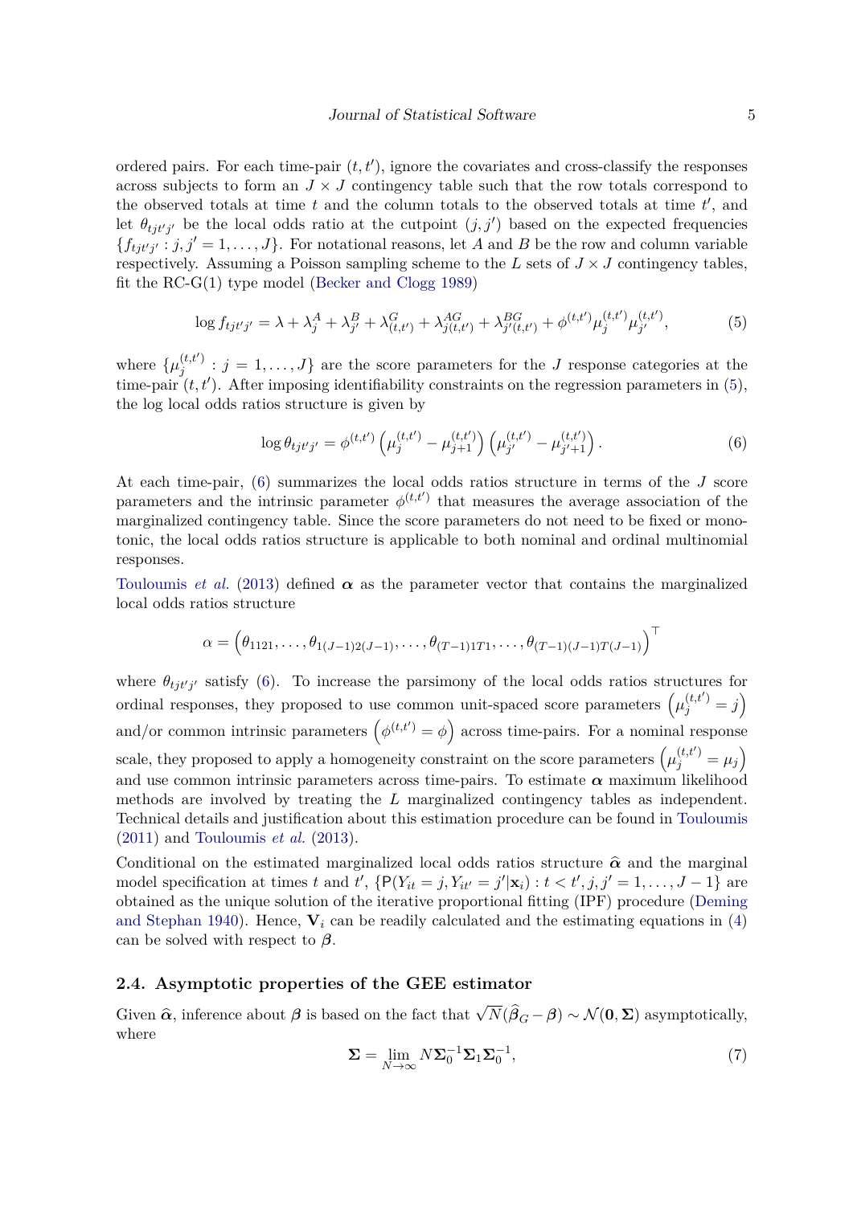ordered pairs. For each time-pair $(t, t')$, ignore the covariates and cross-classify the responses across subjects to form an $J \times J$ contingency table such that the row totals correspond to the observed totals at time $t$ and the column totals to the observed totals at time $t'$, and let $\theta_{tjt'j'}$ be the local odds ratio at the cutpoint $(j, j')$ based on the expected frequencies $\{f_{tjt'j'} : j, j' = 1, \ldots, J\}$. For notational reasons, let $A$ and $B$ be the row and column variable respectively. Assuming a Poisson sampling scheme to the $L$ sets of $J \times J$ contingency tables, fit the RC-G(1) type model (Becker and Clogg 1989)

$$\log f_{tjt'j'} = \lambda + \lambda_j^A + \lambda_{j'}^B + \lambda_{(t,t')}^G + \lambda_{j(t,t')}^{AG} + \lambda_{j'(t,t')}^{BG} + \phi^{(t,t')} \mu_j^{(t,t')} \mu_{j'}^{(t,t')}, \tag{5}$$

where $\{\mu_j^{(t,t')} : j = 1, \ldots, J\}$ are the score parameters for the $J$ response categories at the time-pair $(t, t')$. After imposing identifiability constraints on the regression parameters in (5), the log local odds ratios structure is given by

$$\log \theta_{tjt'j'} = \phi^{(t,t')} \left(\mu_j^{(t,t')} - \mu_{j+1}^{(t,t')}\right) \left(\mu_{j'}^{(t,t')} - \mu_{j'+1}^{(t,t')}\right). \tag{6}$$

At each time-pair, (6) summarizes the local odds ratios structure in terms of the $J$ score parameters and the intrinsic parameter $\phi^{(t,t')}$ that measures the average association of the marginalized contingency table. Since the score parameters do not need to be fixed or monotonic, the local odds ratios structure is applicable to both nominal and ordinal multinomial responses.

Touloumis *et al.* (2013) defined $\boldsymbol{\alpha}$ as the parameter vector that contains the marginalized local odds ratios structure

$$\alpha = \left(\theta_{1121}, \ldots, \theta_{1(J-1)2(J-1)}, \ldots, \theta_{(T-1)1T1}, \ldots, \theta_{(T-1)(J-1)T(J-1)}\right)^\top$$

where $\theta_{tjt'j'}$ satisfy (6). To increase the parsimony of the local odds ratios structures for ordinal responses, they proposed to use common unit-spaced score parameters $\left(\mu_j^{(t,t')} = j\right)$ and/or common intrinsic parameters $\left(\phi^{(t,t')} = \phi\right)$ across time-pairs. For a nominal response scale, they proposed to apply a homogeneity constraint on the score parameters $\left(\mu_j^{(t,t')} = \mu_j\right)$ and use common intrinsic parameters across time-pairs. To estimate $\boldsymbol{\alpha}$ maximum likelihood methods are involved by treating the $L$ marginalized contingency tables as independent. Technical details and justification about this estimation procedure can be found in Touloumis (2011) and Touloumis *et al.* (2013).

Conditional on the estimated marginalized local odds ratios structure $\widehat{\boldsymbol{\alpha}}$ and the marginal model specification at times $t$ and $t'$, $\{\mathsf{P}(Y_{it} = j, Y_{it'} = j' | \mathbf{x}_i) : t < t', j, j' = 1, \ldots, J-1\}$ are obtained as the unique solution of the iterative proportional fitting (IPF) procedure (Deming and Stephan 1940). Hence, $\mathbf{V}_i$ can be readily calculated and the estimating equations in (4) can be solved with respect to $\boldsymbol{\beta}$.

### 2.4. Asymptotic properties of the GEE estimator

Given $\widehat{\boldsymbol{\alpha}}$, inference about $\boldsymbol{\beta}$ is based on the fact that $\sqrt{N}(\widehat{\boldsymbol{\beta}}_G - \boldsymbol{\beta}) \sim \mathcal{N}(\mathbf{0}, \boldsymbol{\Sigma})$ asymptotically, where

$$\boldsymbol{\Sigma} = \lim_{N \to \infty} N \boldsymbol{\Sigma}_0^{-1} \boldsymbol{\Sigma}_1 \boldsymbol{\Sigma}_0^{-1}, \tag{7}$$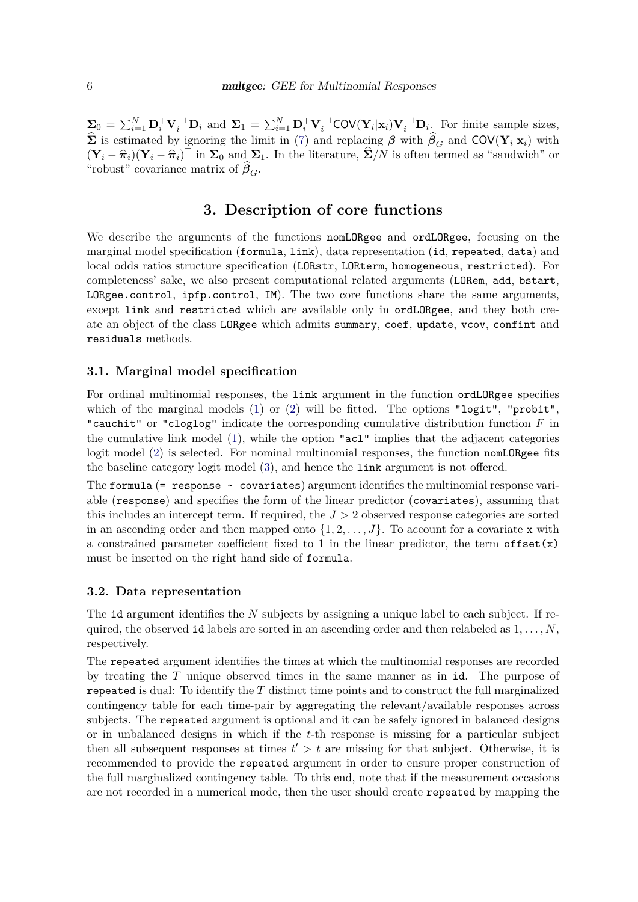$\boldsymbol{\Sigma}_0 = \sum_{i=1}^N \mathbf{D}_i^\top \mathbf{V}_i^{-1} \mathbf{D}_i$ and $\boldsymbol{\Sigma}_1 = \sum_{i=1}^N \mathbf{D}_i^\top \mathbf{V}_i^{-1} \mathsf{COV}(\mathbf{Y}_i|\mathbf{x}_i) \mathbf{V}_i^{-1} \mathbf{D}_i$. For finite sample sizes, $\widehat{\boldsymbol{\Sigma}}$ is estimated by ignoring the limit in (7) and replacing $\boldsymbol{\beta}$ with $\widehat{\boldsymbol{\beta}}_G$ and $\mathsf{COV}(\mathbf{Y}_i|\mathbf{x}_i)$ with $(\mathbf{Y}_i - \widehat{\boldsymbol{\pi}}_i)(\mathbf{Y}_i - \widehat{\boldsymbol{\pi}}_i)^\top$ in $\boldsymbol{\Sigma}_0$ and $\boldsymbol{\Sigma}_1$. In the literature, $\widehat{\boldsymbol{\Sigma}}/N$ is often termed as "sandwich" or "robust" covariance matrix of $\widehat{\boldsymbol{\beta}}_G$.

# 3. Description of core functions

We describe the arguments of the functions `nomLORgee` and `ordLORgee`, focusing on the marginal model specification (`formula`, `link`), data representation (`id`, `repeated`, `data`) and local odds ratios structure specification (`LORstr`, `LORterm`, `homogeneous`, `restricted`). For completeness' sake, we also present computational related arguments (`LORem`, `add`, `bstart`, `LORgee.control`, `ipfp.control`, `IM`). The two core functions share the same arguments, except `link` and `restricted` which are available only in `ordLORgee`, and they both create an object of the class `LORgee` which admits `summary`, `coef`, `update`, `vcov`, `confint` and `residuals` methods.

## 3.1. Marginal model specification

For ordinal multinomial responses, the `link` argument in the function `ordLORgee` specifies which of the marginal models (1) or (2) will be fitted. The options `"logit"`, `"probit"`, `"cauchit"` or `"cloglog"` indicate the corresponding cumulative distribution function $F$ in the cumulative link model (1), while the option `"acl"` implies that the adjacent categories logit model (2) is selected. For nominal multinomial responses, the function `nomLORgee` fits the baseline category logit model (3), and hence the `link` argument is not offered.

The `formula` (`= response ~ covariates`) argument identifies the multinomial response variable (`response`) and specifies the form of the linear predictor (`covariates`), assuming that this includes an intercept term. If required, the $J > 2$ observed response categories are sorted in an ascending order and then mapped onto $\{1, 2, \ldots, J\}$. To account for a covariate `x` with a constrained parameter coefficient fixed to 1 in the linear predictor, the term `offset(x)` must be inserted on the right hand side of `formula`.

## 3.2. Data representation

The `id` argument identifies the $N$ subjects by assigning a unique label to each subject. If required, the observed `id` labels are sorted in an ascending order and then relabeled as $1, \ldots, N$, respectively.

The `repeated` argument identifies the times at which the multinomial responses are recorded by treating the $T$ unique observed times in the same manner as in `id`. The purpose of `repeated` is dual: To identify the $T$ distinct time points and to construct the full marginalized contingency table for each time-pair by aggregating the relevant/available responses across subjects. The `repeated` argument is optional and it can be safely ignored in balanced designs or in unbalanced designs in which if the $t$-th response is missing for a particular subject then all subsequent responses at times $t' > t$ are missing for that subject. Otherwise, it is recommended to provide the `repeated` argument in order to ensure proper construction of the full marginalized contingency table. To this end, note that if the measurement occasions are not recorded in a numerical mode, then the user should create `repeated` by mapping the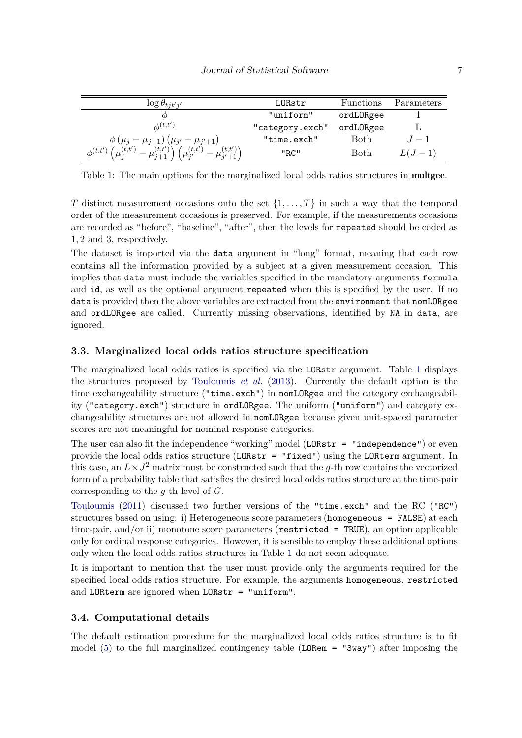| $\log \theta_{tjt'j'}$ | `LORstr` | Functions | Parameters |
|---|---|---|---|
| $\phi$ | `"uniform"` | `ordLORgee` | 1 |
| $\phi^{(t,t')}$ | `"category.exch"` | `ordLORgee` | L |
| $\phi\left(\mu_j - \mu_{j+1}\right)\left(\mu_{j'} - \mu_{j'+1}\right)$ | `"time.exch"` | Both | $J-1$ |
| $\phi^{(t,t')}\left(\mu_j^{(t,t')} - \mu_{j+1}^{(t,t')}\right)\left(\mu_{j'}^{(t,t')} - \mu_{j'+1}^{(t,t')}\right)$ | `"RC"` | Both | $L(J-1)$ |

Table 1: The main options for the marginalized local odds ratios structures in **multgee**.

$T$ distinct measurement occasions onto the set $\{1, \ldots, T\}$ in such a way that the temporal order of the measurement occasions is preserved. For example, if the measurements occasions are recorded as "before", "baseline", "after", then the levels for `repeated` should be coded as $1, 2$ and $3$, respectively.

The dataset is imported via the `data` argument in "long" format, meaning that each row contains all the information provided by a subject at a given measurement occasion. This implies that `data` must include the variables specified in the mandatory arguments `formula` and `id`, as well as the optional argument `repeated` when this is specified by the user. If no `data` is provided then the above variables are extracted from the `environment` that `nomLORgee` and `ordLORgee` are called. Currently missing observations, identified by `NA` in `data`, are ignored.

### 3.3. Marginalized local odds ratios structure specification

The marginalized local odds ratios is specified via the `LORstr` argument. Table 1 displays the structures proposed by Touloumis *et al.* (2013). Currently the default option is the time exchangeability structure (`"time.exch"`) in `nomLORgee` and the category exchangeability (`"category.exch"`) structure in `ordLORgee`. The uniform (`"uniform"`) and category exchangeability structures are not allowed in `nomLORgee` because given unit-spaced parameter scores are not meaningful for nominal response categories.

The user can also fit the independence "working" model (`LORstr = "independence"`) or even provide the local odds ratios structure (`LORstr = "fixed"`) using the `LORterm` argument. In this case, an $L \times J^2$ matrix must be constructed such that the $g$-th row contains the vectorized form of a probability table that satisfies the desired local odds ratios structure at the time-pair corresponding to the $g$-th level of $G$.

Touloumis (2011) discussed two further versions of the `"time.exch"` and the RC (`"RC"`) structures based on using: i) Heterogeneous score parameters (`homogeneous = FALSE`) at each time-pair, and/or ii) monotone score parameters (`restricted = TRUE`), an option applicable only for ordinal response categories. However, it is sensible to employ these additional options only when the local odds ratios structures in Table 1 do not seem adequate.

It is important to mention that the user must provide only the arguments required for the specified local odds ratios structure. For example, the arguments `homogeneous`, `restricted` and `LORterm` are ignored when `LORstr = "uniform"`.

### 3.4. Computational details

The default estimation procedure for the marginalized local odds ratios structure is to fit model (5) to the full marginalized contingency table (`LORem = "3way"`) after imposing the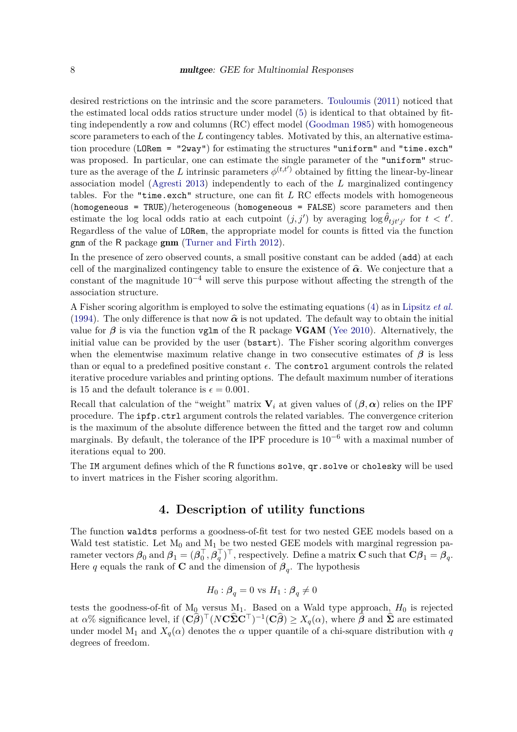desired restrictions on the intrinsic and the score parameters. Touloumis (2011) noticed that the estimated local odds ratios structure under model (5) is identical to that obtained by fitting independently a row and columns (RC) effect model (Goodman 1985) with homogeneous score parameters to each of the $L$ contingency tables. Motivated by this, an alternative estimation procedure (`LORem = "2way"`) for estimating the structures `"uniform"` and `"time.exch"` was proposed. In particular, one can estimate the single parameter of the `"uniform"` structure as the average of the $L$ intrinsic parameters $\phi^{(t,t')}$ obtained by fitting the linear-by-linear association model (Agresti 2013) independently to each of the $L$ marginalized contingency tables. For the `"time.exch"` structure, one can fit $L$ RC effects models with homogeneous (`homogeneous = TRUE`)/heterogeneous (`homogeneous = FALSE`) score parameters and then estimate the log local odds ratio at each cutpoint $(j,j')$ by averaging $\log \hat{\theta}_{tjt'j'}$ for $t < t'$. Regardless of the value of `LORem`, the appropriate model for counts is fitted via the function `gnm` of the R package **gnm** (Turner and Firth 2012).

In the presence of zero observed counts, a small positive constant can be added (`add`) at each cell of the marginalized contingency table to ensure the existence of $\widehat{\boldsymbol{\alpha}}$. We conjecture that a constant of the magnitude $10^{-4}$ will serve this purpose without affecting the strength of the association structure.

A Fisher scoring algorithm is employed to solve the estimating equations (4) as in Lipsitz *et al.* (1994). The only difference is that now $\widehat{\boldsymbol{\alpha}}$ is not updated. The default way to obtain the initial value for $\boldsymbol{\beta}$ is via the function `vglm` of the R package **VGAM** (Yee 2010). Alternatively, the initial value can be provided by the user (`bstart`). The Fisher scoring algorithm converges when the elementwise maximum relative change in two consecutive estimates of $\boldsymbol{\beta}$ is less than or equal to a predefined positive constant $\epsilon$. The `control` argument controls the related iterative procedure variables and printing options. The default maximum number of iterations is 15 and the default tolerance is $\epsilon = 0.001$.

Recall that calculation of the "weight" matrix $\mathbf{V}_i$ at given values of $(\boldsymbol{\beta}, \boldsymbol{\alpha})$ relies on the IPF procedure. The `ipfp.ctrl` argument controls the related variables. The convergence criterion is the maximum of the absolute difference between the fitted and the target row and column marginals. By default, the tolerance of the IPF procedure is $10^{-6}$ with a maximal number of iterations equal to 200.

The `IM` argument defines which of the R functions `solve`, `qr.solve` or `cholesky` will be used to invert matrices in the Fisher scoring algorithm.

## 4. Description of utility functions

The function `waldts` performs a goodness-of-fit test for two nested GEE models based on a Wald test statistic. Let $\mathrm{M}_0$ and $\mathrm{M}_1$ be two nested GEE models with marginal regression parameter vectors $\boldsymbol{\beta}_0$ and $\boldsymbol{\beta}_1 = (\boldsymbol{\beta}_0^\top, \boldsymbol{\beta}_q^\top)^\top$, respectively. Define a matrix $\mathbf{C}$ such that $\mathbf{C}\boldsymbol{\beta}_1 = \boldsymbol{\beta}_q$. Here $q$ equals the rank of $\mathbf{C}$ and the dimension of $\boldsymbol{\beta}_q$. The hypothesis

$$H_0 : \boldsymbol{\beta}_q = 0 \text{ vs } H_1 : \boldsymbol{\beta}_q \neq 0$$

tests the goodness-of-fit of $\mathrm{M}_0$ versus $\mathrm{M}_1$. Based on a Wald type approach, $H_0$ is rejected at $\alpha\%$ significance level, if $(\mathbf{C}\widehat{\boldsymbol{\beta}})^\top (N\mathbf{C}\widehat{\boldsymbol{\Sigma}}\mathbf{C}^\top)^{-1}(\mathbf{C}\widehat{\boldsymbol{\beta}}) \geq X_q(\alpha)$, where $\widehat{\boldsymbol{\beta}}$ and $\widehat{\boldsymbol{\Sigma}}$ are estimated under model $\mathrm{M}_1$ and $X_q(\alpha)$ denotes the $\alpha$ upper quantile of a chi-square distribution with $q$ degrees of freedom.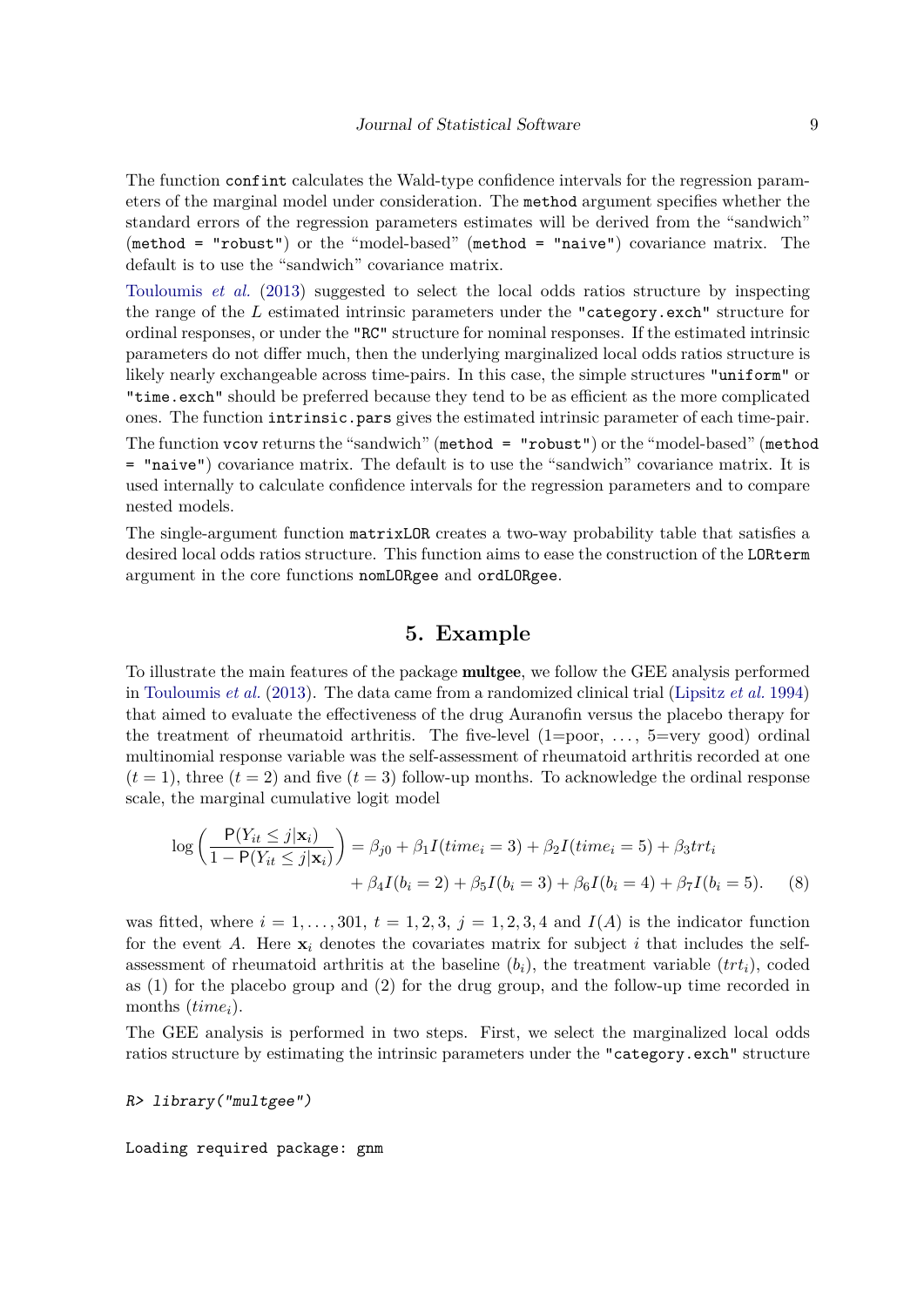The function `confint` calculates the Wald-type confidence intervals for the regression parameters of the marginal model under consideration. The `method` argument specifies whether the standard errors of the regression parameters estimates will be derived from the "sandwich" (`method = "robust"`) or the "model-based" (`method = "naive"`) covariance matrix. The default is to use the "sandwich" covariance matrix.

Touloumis *et al.* (2013) suggested to select the local odds ratios structure by inspecting the range of the $L$ estimated intrinsic parameters under the `"category.exch"` structure for ordinal responses, or under the `"RC"` structure for nominal responses. If the estimated intrinsic parameters do not differ much, then the underlying marginalized local odds ratios structure is likely nearly exchangeable across time-pairs. In this case, the simple structures `"uniform"` or `"time.exch"` should be preferred because they tend to be as efficient as the more complicated ones. The function `intrinsic.pars` gives the estimated intrinsic parameter of each time-pair.

The function `vcov` returns the "sandwich" (`method = "robust"`) or the "model-based" (`method = "naive"`) covariance matrix. The default is to use the "sandwich" covariance matrix. It is used internally to calculate confidence intervals for the regression parameters and to compare nested models.

The single-argument function `matrixLOR` creates a two-way probability table that satisfies a desired local odds ratios structure. This function aims to ease the construction of the `LORterm` argument in the core functions `nomLORgee` and `ordLORgee`.

## 5. Example

To illustrate the main features of the package **multgee**, we follow the GEE analysis performed in Touloumis *et al.* (2013). The data came from a randomized clinical trial (Lipsitz *et al.* 1994) that aimed to evaluate the effectiveness of the drug Auranofin versus the placebo therapy for the treatment of rheumatoid arthritis. The five-level (1=poor, ..., 5=very good) ordinal multinomial response variable was the self-assessment of rheumatoid arthritis recorded at one ($t = 1$), three ($t = 2$) and five ($t = 3$) follow-up months. To acknowledge the ordinal response scale, the marginal cumulative logit model

$$\log\left(\frac{\mathsf{P}(Y_{it} \leq j|\mathbf{x}_i)}{1-\mathsf{P}(Y_{it} \leq j|\mathbf{x}_i)}\right) = \beta_{j0} + \beta_1 I(time_i = 3) + \beta_2 I(time_i = 5) + \beta_3 trt_i + \beta_4 I(b_i = 2) + \beta_5 I(b_i = 3) + \beta_6 I(b_i = 4) + \beta_7 I(b_i = 5). \quad (8)$$

was fitted, where $i = 1, \ldots, 301$, $t = 1, 2, 3$, $j = 1, 2, 3, 4$ and $I(A)$ is the indicator function for the event $A$. Here $\mathbf{x}_i$ denotes the covariates matrix for subject $i$ that includes the self-assessment of rheumatoid arthritis at the baseline ($b_i$), the treatment variable ($trt_i$), coded as (1) for the placebo group and (2) for the drug group, and the follow-up time recorded in months ($time_i$).

The GEE analysis is performed in two steps. First, we select the marginalized local odds ratios structure by estimating the intrinsic parameters under the `"category.exch"` structure

```
R> library("multgee")

Loading required package: gnm
```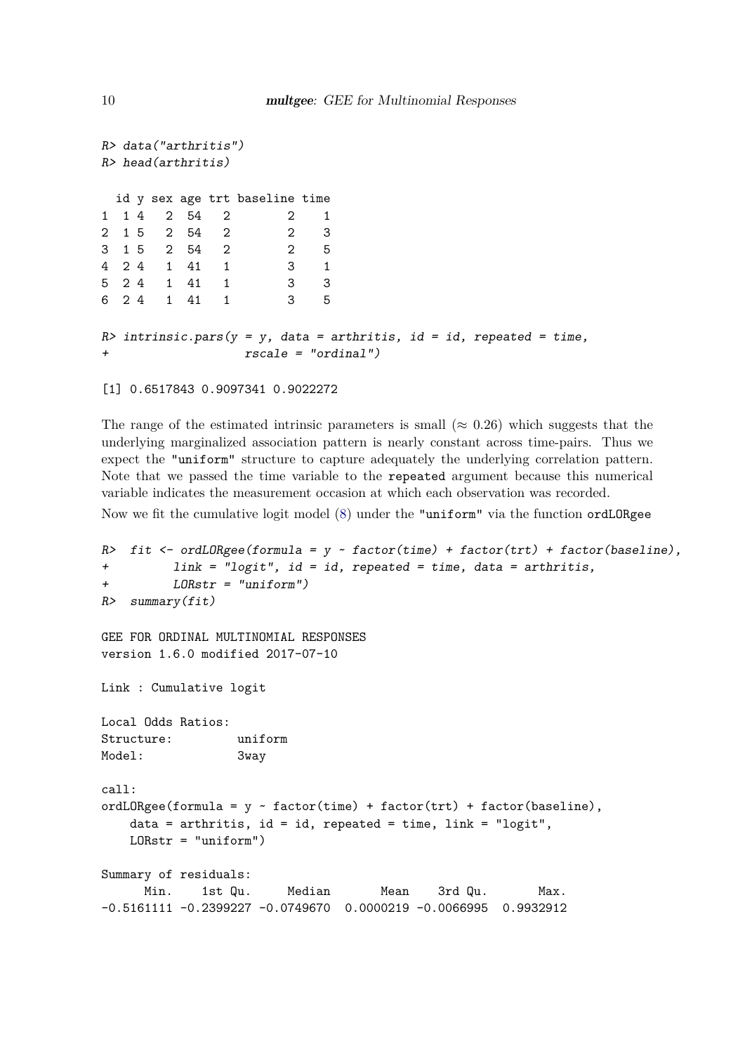```
R> data("arthritis")
R> head(arthritis)

  id y sex age trt baseline time
1  1 4   2  54   2        2    1
2  1 5   2  54   2        2    3
3  1 5   2  54   2        2    5
4  2 4   1  41   1        3    1
5  2 4   1  41   1        3    3
6  2 4   1  41   1        3    5

R> intrinsic.pars(y = y, data = arthritis, id = id, repeated = time,
+                 rscale = "ordinal")

[1] 0.6517843 0.9097341 0.9022272
```

The range of the estimated intrinsic parameters is small ($\approx 0.26$) which suggests that the underlying marginalized association pattern is nearly constant across time-pairs. Thus we expect the `"uniform"` structure to capture adequately the underlying correlation pattern. Note that we passed the time variable to the `repeated` argument because this numerical variable indicates the measurement occasion at which each observation was recorded.

Now we fit the cumulative logit model (8) under the `"uniform"` via the function `ordLORgee`

```
R>  fit <- ordLORgee(formula = y ~ factor(time) + factor(trt) + factor(baseline),
+         link = "logit", id = id, repeated = time, data = arthritis,
+         LORstr = "uniform")
R>  summary(fit)

GEE FOR ORDINAL MULTINOMIAL RESPONSES
version 1.6.0 modified 2017-07-10

Link : Cumulative logit

Local Odds Ratios:
Structure:         uniform
Model:             3way

call:
ordLORgee(formula = y ~ factor(time) + factor(trt) + factor(baseline),
    data = arthritis, id = id, repeated = time, link = "logit",
    LORstr = "uniform")

Summary of residuals:
      Min.    1st Qu.     Median       Mean    3rd Qu.       Max.
-0.5161111 -0.2399227 -0.0749670  0.0000219 -0.0066995  0.9932912
```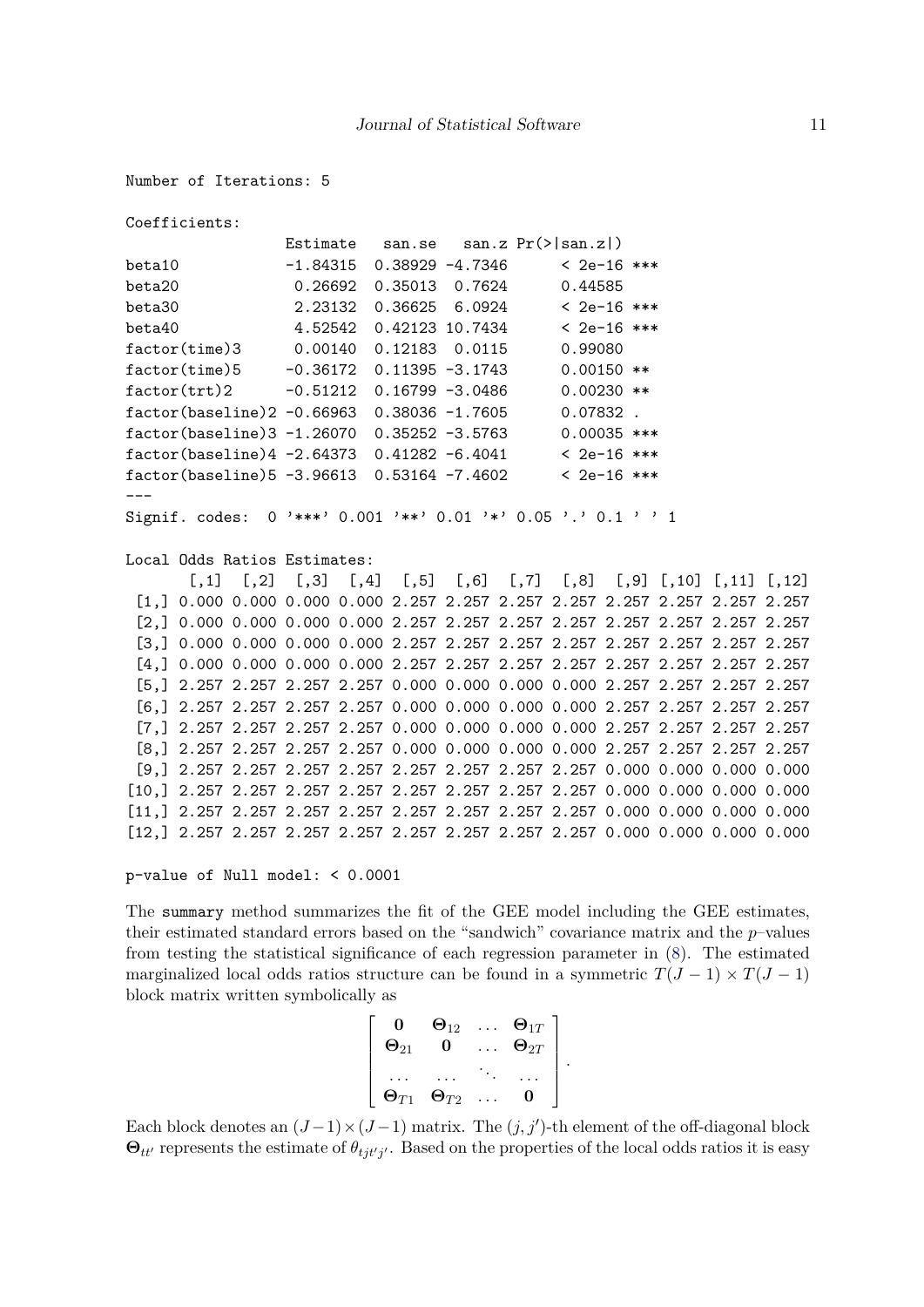```
Number of Iterations: 5

Coefficients:
                   Estimate   san.se   san.z Pr(>|san.z|)    
beta10             -1.84315  0.38929 -4.7346      < 2e-16 ***
beta20              0.26692  0.35013  0.7624      0.44585    
beta30              2.23132  0.36625  6.0924      < 2e-16 ***
beta40              4.52542  0.42123 10.7434      < 2e-16 ***
factor(time)3       0.00140  0.12183  0.0115      0.99080    
factor(time)5      -0.36172  0.11395 -3.1743      0.00150 ** 
factor(trt)2       -0.51212  0.16799 -3.0486      0.00230 ** 
factor(baseline)2 -0.66963  0.38036 -1.7605      0.07832 .  
factor(baseline)3 -1.26070  0.35252 -3.5763      0.00035 ***
factor(baseline)4 -2.64373  0.41282 -6.4041      < 2e-16 ***
factor(baseline)5 -3.96613  0.53164 -7.4602      < 2e-16 ***
---
Signif. codes:  0 '***' 0.001 '**' 0.01 '*' 0.05 '.' 0.1 ' ' 1

Local Odds Ratios Estimates:
       [,1]  [,2]  [,3]  [,4]  [,5]  [,6]  [,7]  [,8]  [,9] [,10] [,11] [,12]
 [1,] 0.000 0.000 0.000 0.000 2.257 2.257 2.257 2.257 2.257 2.257 2.257 2.257
 [2,] 0.000 0.000 0.000 0.000 2.257 2.257 2.257 2.257 2.257 2.257 2.257 2.257
 [3,] 0.000 0.000 0.000 0.000 2.257 2.257 2.257 2.257 2.257 2.257 2.257 2.257
 [4,] 0.000 0.000 0.000 0.000 2.257 2.257 2.257 2.257 2.257 2.257 2.257 2.257
 [5,] 2.257 2.257 2.257 2.257 0.000 0.000 0.000 0.000 2.257 2.257 2.257 2.257
 [6,] 2.257 2.257 2.257 2.257 0.000 0.000 0.000 0.000 2.257 2.257 2.257 2.257
 [7,] 2.257 2.257 2.257 2.257 0.000 0.000 0.000 0.000 2.257 2.257 2.257 2.257
 [8,] 2.257 2.257 2.257 2.257 0.000 0.000 0.000 0.000 2.257 2.257 2.257 2.257
 [9,] 2.257 2.257 2.257 2.257 2.257 2.257 2.257 2.257 0.000 0.000 0.000 0.000
[10,] 2.257 2.257 2.257 2.257 2.257 2.257 2.257 2.257 0.000 0.000 0.000 0.000
[11,] 2.257 2.257 2.257 2.257 2.257 2.257 2.257 2.257 0.000 0.000 0.000 0.000
[12,] 2.257 2.257 2.257 2.257 2.257 2.257 2.257 2.257 0.000 0.000 0.000 0.000

p-value of Null model: < 0.0001
```

The `summary` method summarizes the fit of the GEE model including the GEE estimates, their estimated standard errors based on the "sandwich" covariance matrix and the $p$–values from testing the statistical significance of each regression parameter in (8). The estimated marginalized local odds ratios structure can be found in a symmetric $T(J-1) \times T(J-1)$ block matrix written symbolically as

$$\begin{bmatrix} \mathbf{0} & \mathbf{\Theta}_{12} & \dots & \mathbf{\Theta}_{1T} \\ \mathbf{\Theta}_{21} & \mathbf{0} & \dots & \mathbf{\Theta}_{2T} \\ \dots & \dots & \ddots & \dots \\ \mathbf{\Theta}_{T1} & \mathbf{\Theta}_{T2} & \dots & \mathbf{0} \end{bmatrix}.$$

Each block denotes an $(J-1)\times(J-1)$ matrix. The $(j, j')$-th element of the off-diagonal block $\mathbf{\Theta}_{tt'}$ represents the estimate of $\theta_{tjt'j'}$. Based on the properties of the local odds ratios it is easy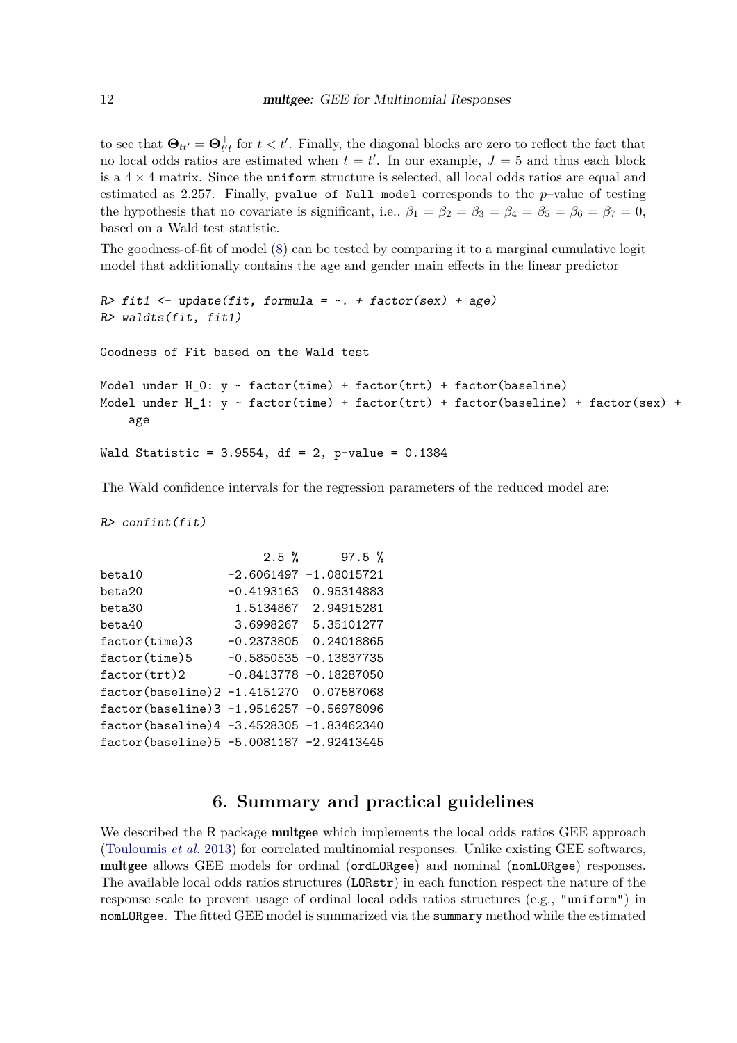to see that $\mathbf{\Theta}_{tt'} = \mathbf{\Theta}_{t't}^{\top}$ for $t < t'$. Finally, the diagonal blocks are zero to reflect the fact that no local odds ratios are estimated when $t = t'$. In our example, $J = 5$ and thus each block is a $4 \times 4$ matrix. Since the `uniform` structure is selected, all local odds ratios are equal and estimated as 2.257. Finally, `pvalue of Null model` corresponds to the $p$–value of testing the hypothesis that no covariate is significant, i.e., $\beta_1 = \beta_2 = \beta_3 = \beta_4 = \beta_5 = \beta_6 = \beta_7 = 0$, based on a Wald test statistic.

The goodness-of-fit of model (8) can be tested by comparing it to a marginal cumulative logit model that additionally contains the age and gender main effects in the linear predictor

```
R> fit1 <- update(fit, formula = ~. + factor(sex) + age)
R> waldts(fit, fit1)

Goodness of Fit based on the Wald test

Model under H_0: y ~ factor(time) + factor(trt) + factor(baseline)
Model under H_1: y ~ factor(time) + factor(trt) + factor(baseline) + factor(sex) +
    age

Wald Statistic = 3.9554, df = 2, p-value = 0.1384
```

The Wald confidence intervals for the regression parameters of the reduced model are:

```
R> confint(fit)

                       2.5 %      97.5 %
beta10            -2.6061497 -1.08015721
beta20            -0.4193163  0.95314883
beta30             1.5134867  2.94915281
beta40             3.6998267  5.35101277
factor(time)3     -0.2373805  0.24018865
factor(time)5     -0.5850535 -0.13837735
factor(trt)2      -0.8413778 -0.18287050
factor(baseline)2 -1.4151270  0.07587068
factor(baseline)3 -1.9516257 -0.56978096
factor(baseline)4 -3.4528305 -1.83462340
factor(baseline)5 -5.0081187 -2.92413445
```

## 6. Summary and practical guidelines

We described the R package **multgee** which implements the local odds ratios GEE approach (Touloumis *et al.* 2013) for correlated multinomial responses. Unlike existing GEE softwares, **multgee** allows GEE models for ordinal (`ordLORgee`) and nominal (`nomLORgee`) responses. The available local odds ratios structures (`LORstr`) in each function respect the nature of the response scale to prevent usage of ordinal local odds ratios structures (e.g., `"uniform"`) in `nomLORgee`. The fitted GEE model is summarized via the `summary` method while the estimated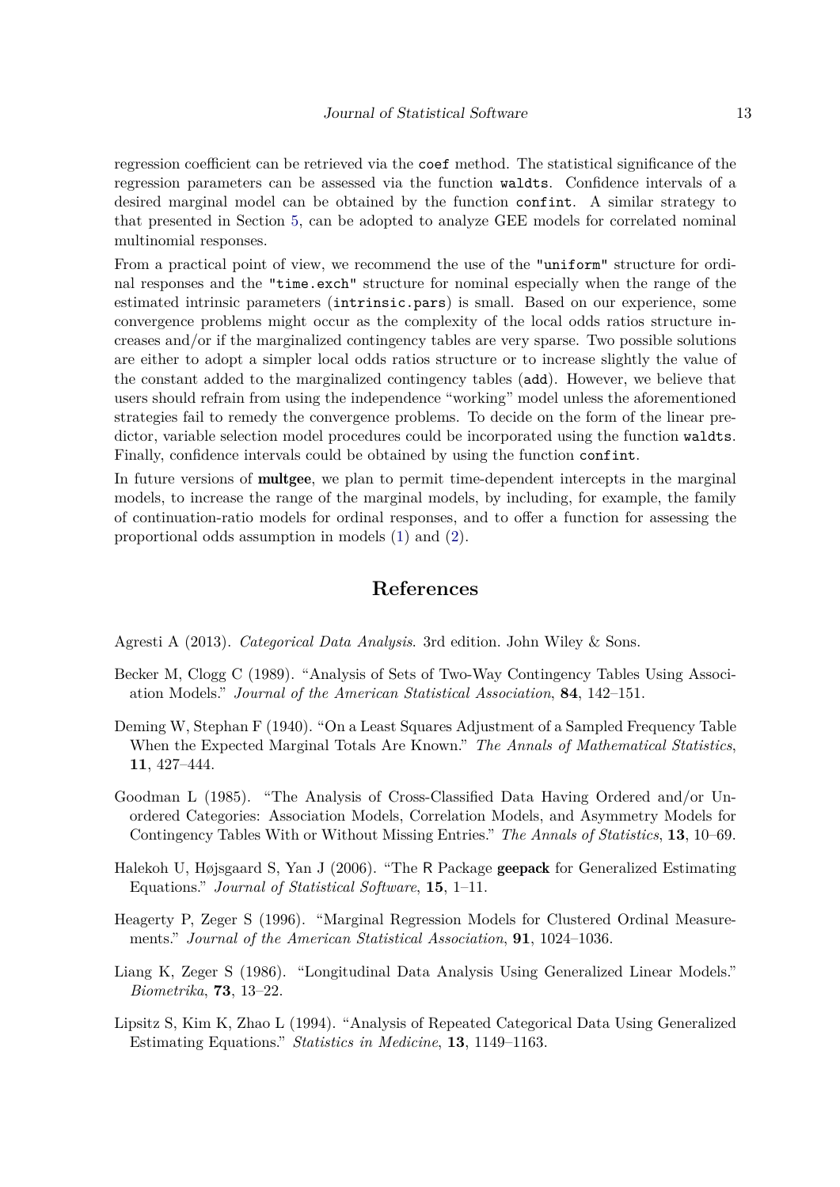regression coefficient can be retrieved via the `coef` method. The statistical significance of the regression parameters can be assessed via the function `waldts`. Confidence intervals of a desired marginal model can be obtained by the function `confint`. A similar strategy to that presented in Section 5, can be adopted to analyze GEE models for correlated nominal multinomial responses.

From a practical point of view, we recommend the use of the `"uniform"` structure for ordinal responses and the `"time.exch"` structure for nominal especially when the range of the estimated intrinsic parameters (`intrinsic.pars`) is small. Based on our experience, some convergence problems might occur as the complexity of the local odds ratios structure increases and/or if the marginalized contingency tables are very sparse. Two possible solutions are either to adopt a simpler local odds ratios structure or to increase slightly the value of the constant added to the marginalized contingency tables (`add`). However, we believe that users should refrain from using the independence "working" model unless the aforementioned strategies fail to remedy the convergence problems. To decide on the form of the linear predictor, variable selection model procedures could be incorporated using the function `waldts`. Finally, confidence intervals could be obtained by using the function `confint`.

In future versions of **multgee**, we plan to permit time-dependent intercepts in the marginal models, to increase the range of the marginal models, by including, for example, the family of continuation-ratio models for ordinal responses, and to offer a function for assessing the proportional odds assumption in models (1) and (2).

## References

Agresti A (2013). *Categorical Data Analysis*. 3rd edition. John Wiley & Sons.

Becker M, Clogg C (1989). "Analysis of Sets of Two-Way Contingency Tables Using Association Models." *Journal of the American Statistical Association*, **84**, 142–151.

Deming W, Stephan F (1940). "On a Least Squares Adjustment of a Sampled Frequency Table When the Expected Marginal Totals Are Known." *The Annals of Mathematical Statistics*, **11**, 427–444.

Goodman L (1985). "The Analysis of Cross-Classified Data Having Ordered and/or Unordered Categories: Association Models, Correlation Models, and Asymmetry Models for Contingency Tables With or Without Missing Entries." *The Annals of Statistics*, **13**, 10–69.

Halekoh U, Højsgaard S, Yan J (2006). "The R Package **geepack** for Generalized Estimating Equations." *Journal of Statistical Software*, **15**, 1–11.

Heagerty P, Zeger S (1996). "Marginal Regression Models for Clustered Ordinal Measurements." *Journal of the American Statistical Association*, **91**, 1024–1036.

Liang K, Zeger S (1986). "Longitudinal Data Analysis Using Generalized Linear Models." *Biometrika*, **73**, 13–22.

Lipsitz S, Kim K, Zhao L (1994). "Analysis of Repeated Categorical Data Using Generalized Estimating Equations." *Statistics in Medicine*, **13**, 1149–1163.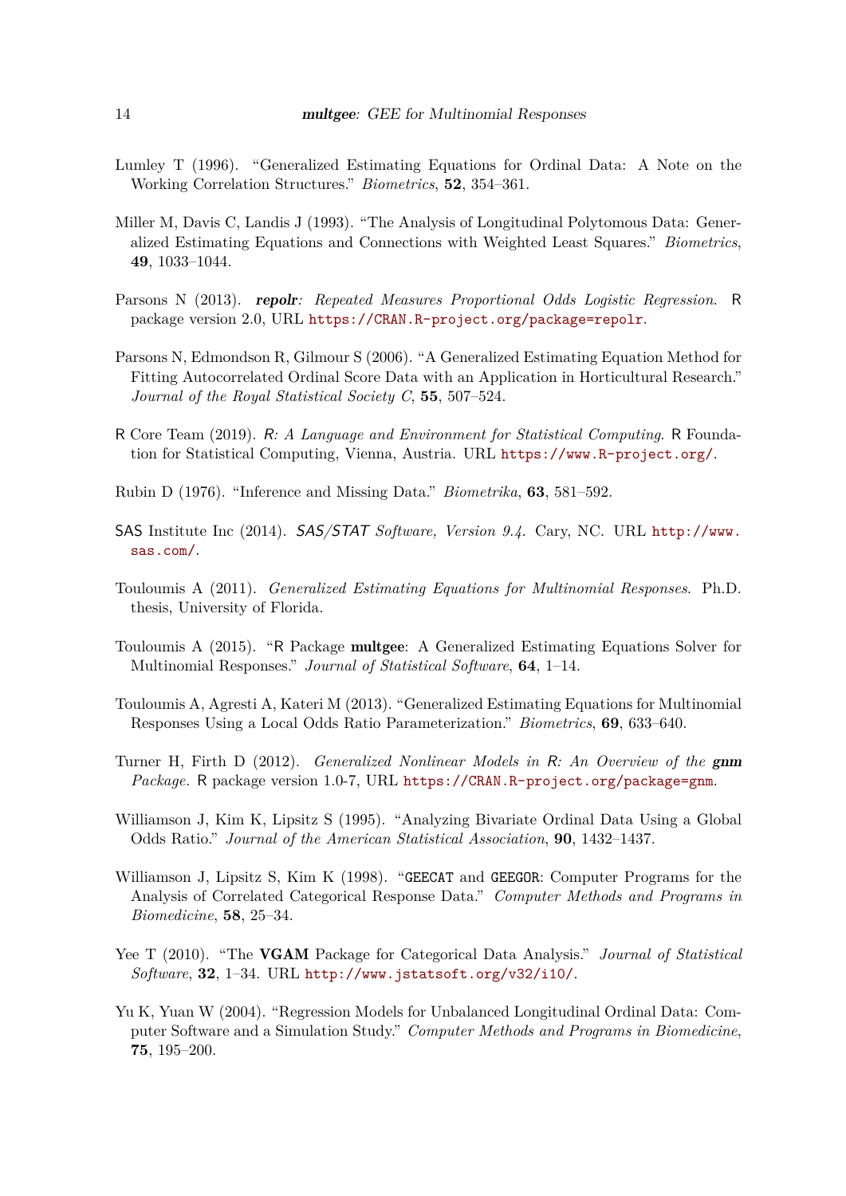Lumley T (1996). "Generalized Estimating Equations for Ordinal Data: A Note on the Working Correlation Structures." *Biometrics*, **52**, 354–361.

Miller M, Davis C, Landis J (1993). "The Analysis of Longitudinal Polytomous Data: Generalized Estimating Equations and Connections with Weighted Least Squares." *Biometrics*, **49**, 1033–1044.

Parsons N (2013). ***repolr**: Repeated Measures Proportional Odds Logistic Regression*. R package version 2.0, URL https://CRAN.R-project.org/package=repolr.

Parsons N, Edmondson R, Gilmour S (2006). "A Generalized Estimating Equation Method for Fitting Autocorrelated Ordinal Score Data with an Application in Horticultural Research." *Journal of the Royal Statistical Society C*, **55**, 507–524.

R Core Team (2019). *R: A Language and Environment for Statistical Computing*. R Foundation for Statistical Computing, Vienna, Austria. URL https://www.R-project.org/.

Rubin D (1976). "Inference and Missing Data." *Biometrika*, **63**, 581–592.

SAS Institute Inc (2014). *SAS/STAT Software, Version 9.4*. Cary, NC. URL http://www.sas.com/.

Touloumis A (2011). *Generalized Estimating Equations for Multinomial Responses*. Ph.D. thesis, University of Florida.

Touloumis A (2015). "R Package **multgee**: A Generalized Estimating Equations Solver for Multinomial Responses." *Journal of Statistical Software*, **64**, 1–14.

Touloumis A, Agresti A, Kateri M (2013). "Generalized Estimating Equations for Multinomial Responses Using a Local Odds Ratio Parameterization." *Biometrics*, **69**, 633–640.

Turner H, Firth D (2012). *Generalized Nonlinear Models in R: An Overview of the **gnm** Package.* R package version 1.0-7, URL https://CRAN.R-project.org/package=gnm.

Williamson J, Kim K, Lipsitz S (1995). "Analyzing Bivariate Ordinal Data Using a Global Odds Ratio." *Journal of the American Statistical Association*, **90**, 1432–1437.

Williamson J, Lipsitz S, Kim K (1998). "GEECAT and GEEGOR: Computer Programs for the Analysis of Correlated Categorical Response Data." *Computer Methods and Programs in Biomedicine*, **58**, 25–34.

Yee T (2010). "The **VGAM** Package for Categorical Data Analysis." *Journal of Statistical Software*, **32**, 1–34. URL http://www.jstatsoft.org/v32/i10/.

Yu K, Yuan W (2004). "Regression Models for Unbalanced Longitudinal Ordinal Data: Computer Software and a Simulation Study." *Computer Methods and Programs in Biomedicine*, **75**, 195–200.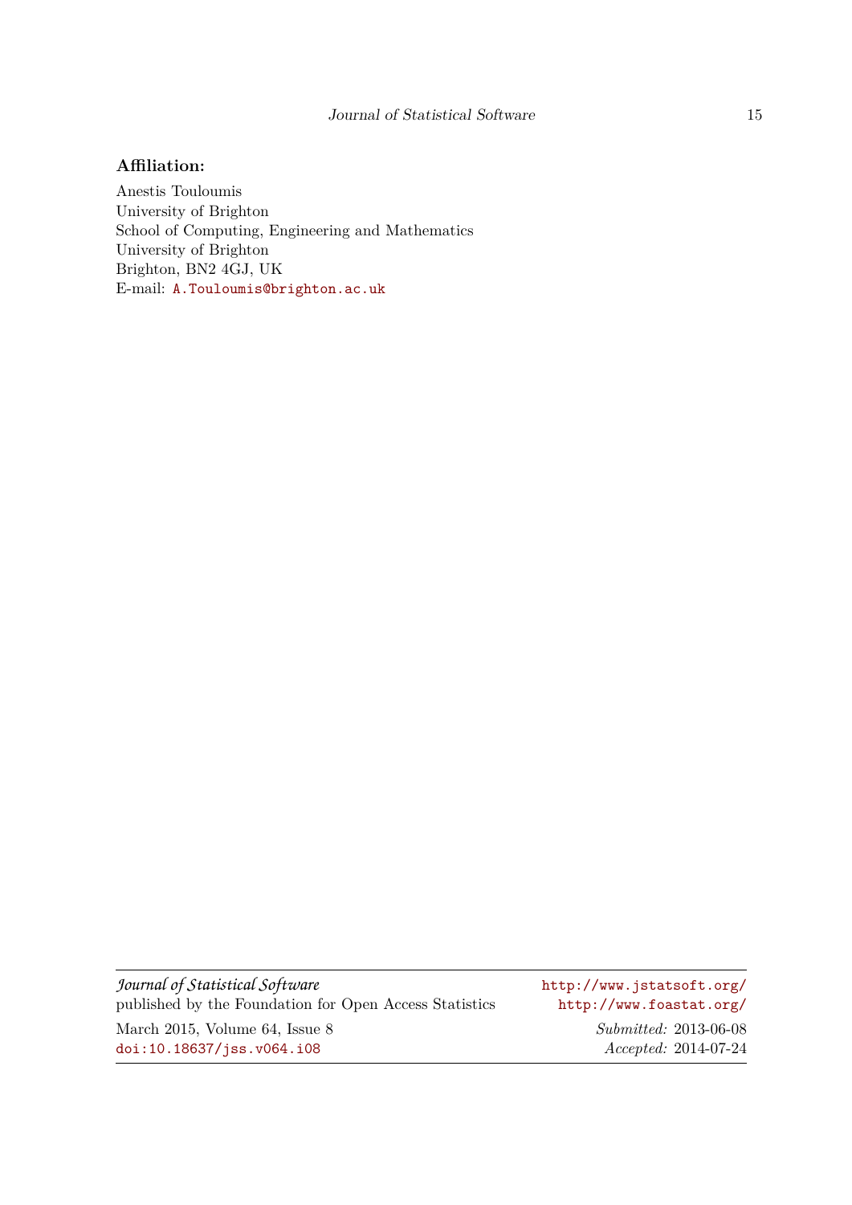**Affiliation:**

Anestis Touloumis
University of Brighton
School of Computing, Engineering and Mathematics
University of Brighton
Brighton, BN2 4GJ, UK
E-mail: A.Touloumis@brighton.ac.uk

*Journal of Statistical Software* http://www.jstatsoft.org/
published by the Foundation for Open Access Statistics http://www.foastat.org/
March 2015, Volume 64, Issue 8 *Submitted:* 2013-06-08
doi:10.18637/jss.v064.i08 *Accepted:* 2014-07-24